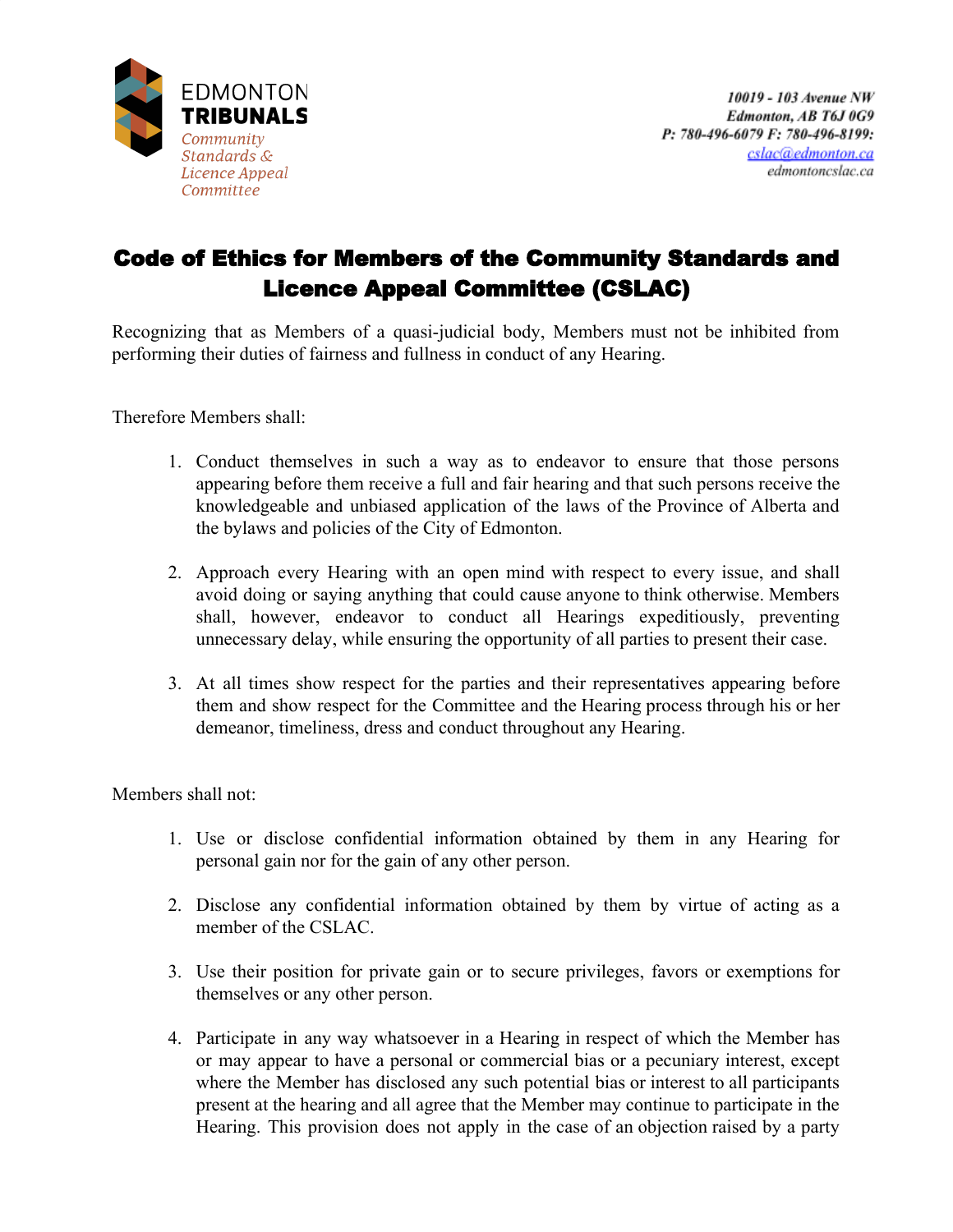EDMONTON
**TRIBUNALS**
*Community Standards & Licence Appeal Committee*

*10019 - 103 Avenue NW*
*Edmonton, AB T6J 0G9*
*P: 780-496-6079 F: 780-496-8199:*
cslac@edmonton.ca
edmontoncslac.ca

# Code of Ethics for Members of the Community Standards and Licence Appeal Committee (CSLAC)

Recognizing that as Members of a quasi-judicial body, Members must not be inhibited from performing their duties of fairness and fullness in conduct of any Hearing.

Therefore Members shall:

1. Conduct themselves in such a way as to endeavor to ensure that those persons appearing before them receive a full and fair hearing and that such persons receive the knowledgeable and unbiased application of the laws of the Province of Alberta and the bylaws and policies of the City of Edmonton.

2. Approach every Hearing with an open mind with respect to every issue, and shall avoid doing or saying anything that could cause anyone to think otherwise. Members shall, however, endeavor to conduct all Hearings expeditiously, preventing unnecessary delay, while ensuring the opportunity of all parties to present their case.

3. At all times show respect for the parties and their representatives appearing before them and show respect for the Committee and the Hearing process through his or her demeanor, timeliness, dress and conduct throughout any Hearing.

Members shall not:

1. Use or disclose confidential information obtained by them in any Hearing for personal gain nor for the gain of any other person.

2. Disclose any confidential information obtained by them by virtue of acting as a member of the CSLAC.

3. Use their position for private gain or to secure privileges, favors or exemptions for themselves or any other person.

4. Participate in any way whatsoever in a Hearing in respect of which the Member has or may appear to have a personal or commercial bias or a pecuniary interest, except where the Member has disclosed any such potential bias or interest to all participants present at the hearing and all agree that the Member may continue to participate in the Hearing. This provision does not apply in the case of an objection raised by a party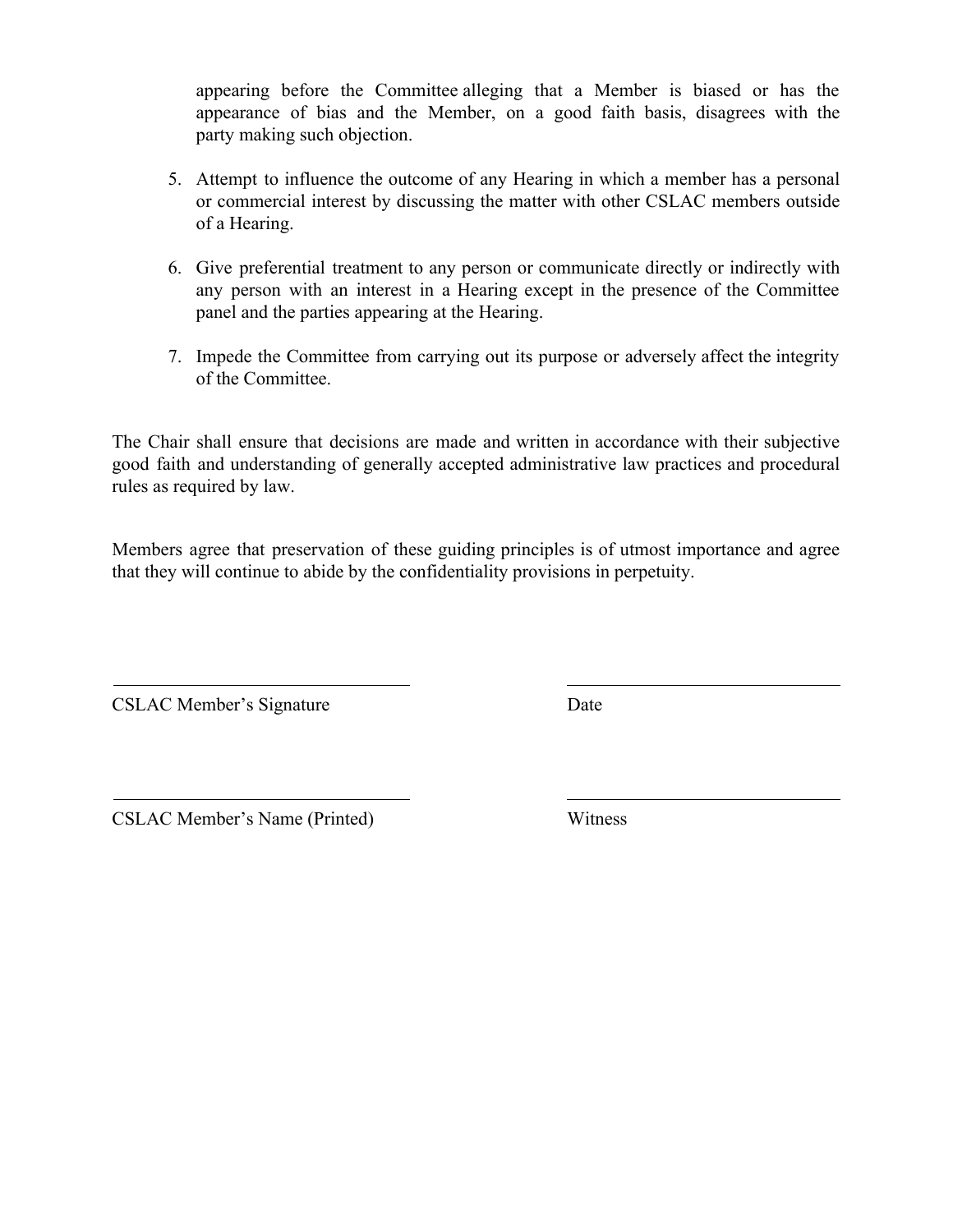appearing before the Committee alleging that a Member is biased or has the appearance of bias and the Member, on a good faith basis, disagrees with the party making such objection.

5. Attempt to influence the outcome of any Hearing in which a member has a personal or commercial interest by discussing the matter with other CSLAC members outside of a Hearing.

6. Give preferential treatment to any person or communicate directly or indirectly with any person with an interest in a Hearing except in the presence of the Committee panel and the parties appearing at the Hearing.

7. Impede the Committee from carrying out its purpose or adversely affect the integrity of the Committee.

The Chair shall ensure that decisions are made and written in accordance with their subjective good faith and understanding of generally accepted administrative law practices and procedural rules as required by law.

Members agree that preservation of these guiding principles is of utmost importance and agree that they will continue to abide by the confidentiality provisions in perpetuity.

______________________________ ______________________________

CSLAC Member's Signature Date

______________________________ ______________________________

CSLAC Member's Name (Printed) Witness